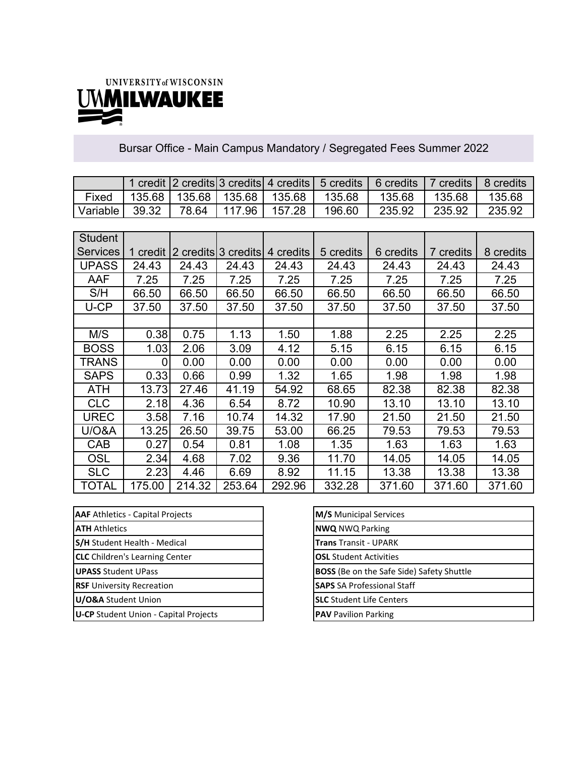UNIVERSITY of WISCONSIN
UWMILWAUKEE

## Bursar Office - Main Campus Mandatory / Segregated Fees Summer 2022

| | 1 credit | 2 credits | 3 credits | 4 credits | 5 credits | 6 credits | 7 credits | 8 credits |
|---|---|---|---|---|---|---|---|---|
| Fixed | 135.68 | 135.68 | 135.68 | 135.68 | 135.68 | 135.68 | 135.68 | 135.68 |
| Variable | 39.32 | 78.64 | 117.96 | 157.28 | 196.60 | 235.92 | 235.92 | 235.92 |

| Student Services | 1 credit | 2 credits | 3 credits | 4 credits | 5 credits | 6 credits | 7 credits | 8 credits |
|---|---|---|---|---|---|---|---|---|
| UPASS | 24.43 | 24.43 | 24.43 | 24.43 | 24.43 | 24.43 | 24.43 | 24.43 |
| AAF | 7.25 | 7.25 | 7.25 | 7.25 | 7.25 | 7.25 | 7.25 | 7.25 |
| S/H | 66.50 | 66.50 | 66.50 | 66.50 | 66.50 | 66.50 | 66.50 | 66.50 |
| U-CP | 37.50 | 37.50 | 37.50 | 37.50 | 37.50 | 37.50 | 37.50 | 37.50 |
| | | | | | | | | |
| M/S | 0.38 | 0.75 | 1.13 | 1.50 | 1.88 | 2.25 | 2.25 | 2.25 |
| BOSS | 1.03 | 2.06 | 3.09 | 4.12 | 5.15 | 6.15 | 6.15 | 6.15 |
| TRANS | 0 | 0.00 | 0.00 | 0.00 | 0.00 | 0.00 | 0.00 | 0.00 |
| SAPS | 0.33 | 0.66 | 0.99 | 1.32 | 1.65 | 1.98 | 1.98 | 1.98 |
| ATH | 13.73 | 27.46 | 41.19 | 54.92 | 68.65 | 82.38 | 82.38 | 82.38 |
| CLC | 2.18 | 4.36 | 6.54 | 8.72 | 10.90 | 13.10 | 13.10 | 13.10 |
| UREC | 3.58 | 7.16 | 10.74 | 14.32 | 17.90 | 21.50 | 21.50 | 21.50 |
| U/O&A | 13.25 | 26.50 | 39.75 | 53.00 | 66.25 | 79.53 | 79.53 | 79.53 |
| CAB | 0.27 | 0.54 | 0.81 | 1.08 | 1.35 | 1.63 | 1.63 | 1.63 |
| OSL | 2.34 | 4.68 | 7.02 | 9.36 | 11.70 | 14.05 | 14.05 | 14.05 |
| SLC | 2.23 | 4.46 | 6.69 | 8.92 | 11.15 | 13.38 | 13.38 | 13.38 |
| TOTAL | 175.00 | 214.32 | 253.64 | 292.96 | 332.28 | 371.60 | 371.60 | 371.60 |

| |
|---|
| **AAF** Athletics - Capital Projects |
| **ATH** Athletics |
| **S/H** Student Health - Medical |
| **CLC** Children's Learning Center |
| **UPASS** Student UPass |
| **RSF** University Recreation |
| **U/O&A** Student Union |
| **U-CP** Student Union - Capital Projects |

| |
|---|
| **M/S** Municipal Services |
| **NWQ** NWQ Parking |
| **Trans** Transit - UPARK |
| **OSL** Student Activities |
| **BOSS** (Be on the Safe Side) Safety Shuttle |
| **SAPS** SA Professional Staff |
| **SLC** Student Life Centers |
| **PAV** Pavilion Parking |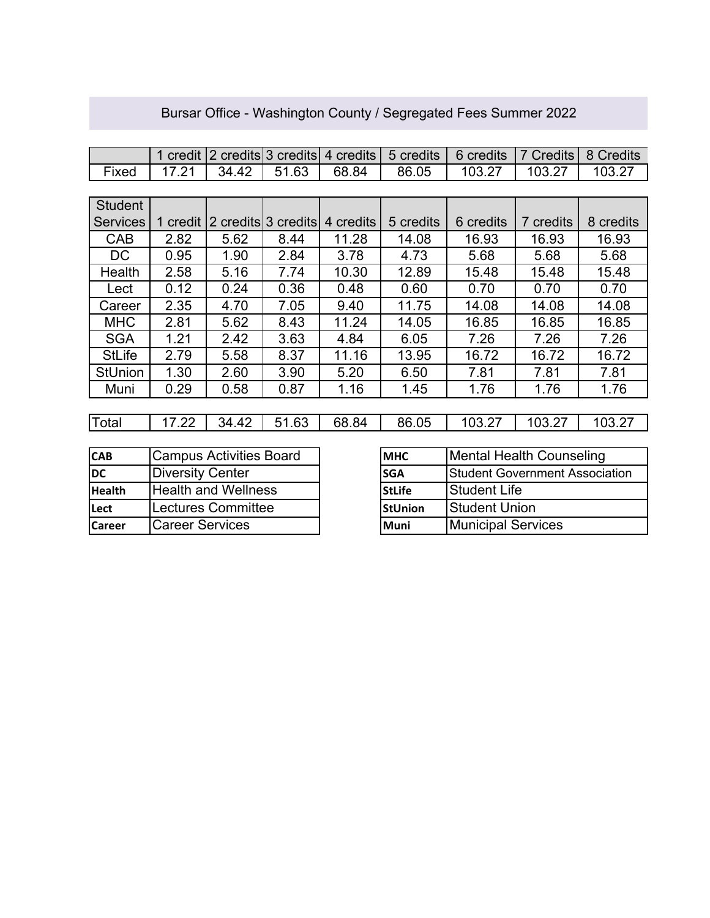## Bursar Office - Washington County / Segregated Fees Summer 2022

| | 1 credit | 2 credits | 3 credits | 4 credits | 5 credits | 6 credits | 7 Credits | 8 Credits |
|---|---|---|---|---|---|---|---|---|
| Fixed | 17.21 | 34.42 | 51.63 | 68.84 | 86.05 | 103.27 | 103.27 | 103.27 |

| Student Services | 1 credit | 2 credits | 3 credits | 4 credits | 5 credits | 6 credits | 7 credits | 8 credits |
|---|---|---|---|---|---|---|---|---|
| CAB | 2.82 | 5.62 | 8.44 | 11.28 | 14.08 | 16.93 | 16.93 | 16.93 |
| DC | 0.95 | 1.90 | 2.84 | 3.78 | 4.73 | 5.68 | 5.68 | 5.68 |
| Health | 2.58 | 5.16 | 7.74 | 10.30 | 12.89 | 15.48 | 15.48 | 15.48 |
| Lect | 0.12 | 0.24 | 0.36 | 0.48 | 0.60 | 0.70 | 0.70 | 0.70 |
| Career | 2.35 | 4.70 | 7.05 | 9.40 | 11.75 | 14.08 | 14.08 | 14.08 |
| MHC | 2.81 | 5.62 | 8.43 | 11.24 | 14.05 | 16.85 | 16.85 | 16.85 |
| SGA | 1.21 | 2.42 | 3.63 | 4.84 | 6.05 | 7.26 | 7.26 | 7.26 |
| StLife | 2.79 | 5.58 | 8.37 | 11.16 | 13.95 | 16.72 | 16.72 | 16.72 |
| StUnion | 1.30 | 2.60 | 3.90 | 5.20 | 6.50 | 7.81 | 7.81 | 7.81 |
| Muni | 0.29 | 0.58 | 0.87 | 1.16 | 1.45 | 1.76 | 1.76 | 1.76 |
| Total | 17.22 | 34.42 | 51.63 | 68.84 | 86.05 | 103.27 | 103.27 | 103.27 |

| Abbreviation | Name |
|---|---|
| **CAB** | Campus Activities Board |
| **DC** | Diversity Center |
| **Health** | Health and Wellness |
| **Lect** | Lectures Committee |
| **Career** | Career Services |

| Abbreviation | Name |
|---|---|
| **MHC** | Mental Health Counseling |
| **SGA** | Student Government Association |
| **StLife** | Student Life |
| **StUnion** | Student Union |
| **Muni** | Municipal Services |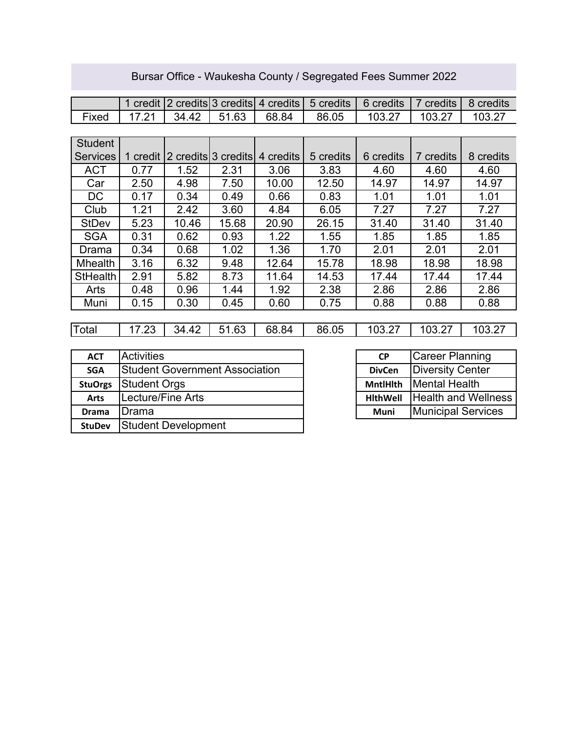Bursar Office - Waukesha County / Segregated Fees Summer 2022

| | 1 credit | 2 credits | 3 credits | 4 credits | 5 credits | 6 credits | 7 credits | 8 credits |
|---|---|---|---|---|---|---|---|---|
| Fixed | 17.21 | 34.42 | 51.63 | 68.84 | 86.05 | 103.27 | 103.27 | 103.27 |

| Student Services | 1 credit | 2 credits | 3 credits | 4 credits | 5 credits | 6 credits | 7 credits | 8 credits |
|---|---|---|---|---|---|---|---|---|
| ACT | 0.77 | 1.52 | 2.31 | 3.06 | 3.83 | 4.60 | 4.60 | 4.60 |
| Car | 2.50 | 4.98 | 7.50 | 10.00 | 12.50 | 14.97 | 14.97 | 14.97 |
| DC | 0.17 | 0.34 | 0.49 | 0.66 | 0.83 | 1.01 | 1.01 | 1.01 |
| Club | 1.21 | 2.42 | 3.60 | 4.84 | 6.05 | 7.27 | 7.27 | 7.27 |
| StDev | 5.23 | 10.46 | 15.68 | 20.90 | 26.15 | 31.40 | 31.40 | 31.40 |
| SGA | 0.31 | 0.62 | 0.93 | 1.22 | 1.55 | 1.85 | 1.85 | 1.85 |
| Drama | 0.34 | 0.68 | 1.02 | 1.36 | 1.70 | 2.01 | 2.01 | 2.01 |
| Mhealth | 3.16 | 6.32 | 9.48 | 12.64 | 15.78 | 18.98 | 18.98 | 18.98 |
| StHealth | 2.91 | 5.82 | 8.73 | 11.64 | 14.53 | 17.44 | 17.44 | 17.44 |
| Arts | 0.48 | 0.96 | 1.44 | 1.92 | 2.38 | 2.86 | 2.86 | 2.86 |
| Muni | 0.15 | 0.30 | 0.45 | 0.60 | 0.75 | 0.88 | 0.88 | 0.88 |
| Total | 17.23 | 34.42 | 51.63 | 68.84 | 86.05 | 103.27 | 103.27 | 103.27 |

| | |
|---|---|
| **ACT** | Activities |
| **SGA** | Student Government Association |
| **StuOrgs** | Student Orgs |
| **Arts** | Lecture/Fine Arts |
| **Drama** | Drama |
| **StuDev** | Student Development |

| | |
|---|---|
| **CP** | Career Planning |
| **DivCen** | Diversity Center |
| **MntlHlth** | Mental Health |
| **HlthWell** | Health and Wellness |
| **Muni** | Municipal Services |